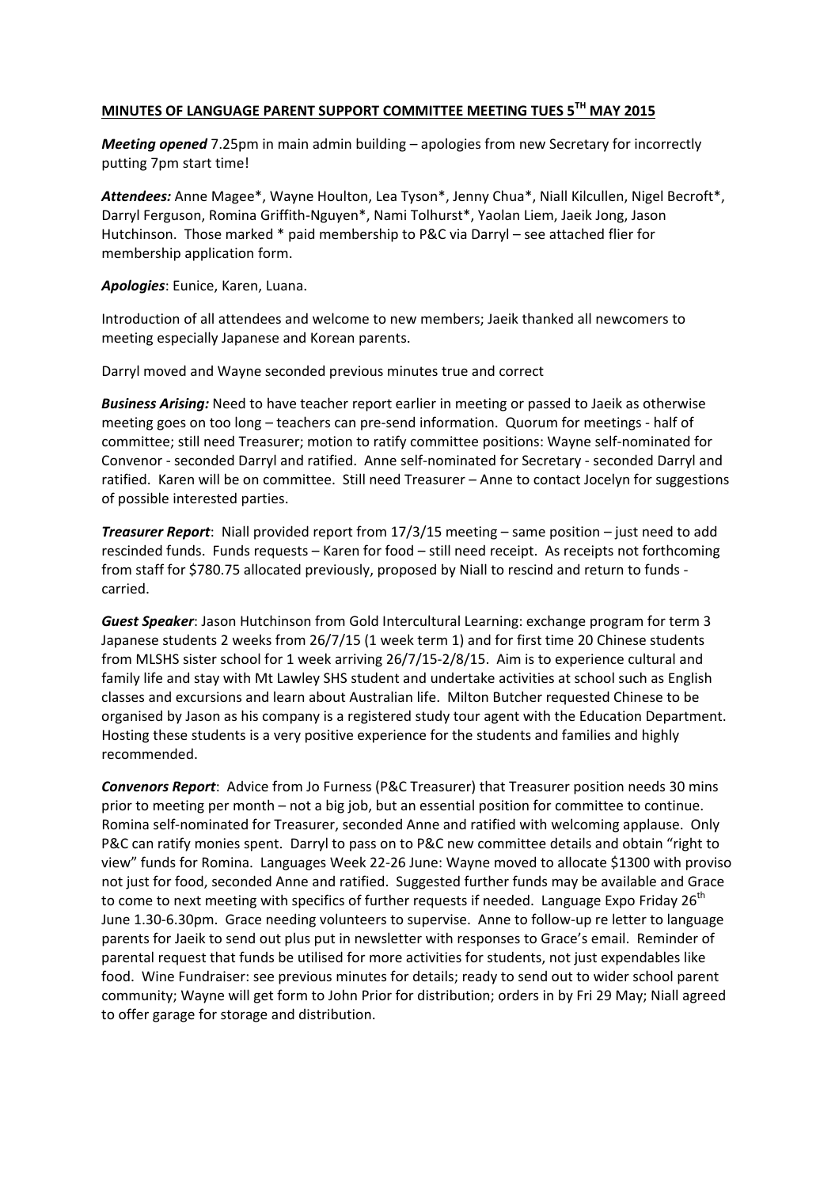**MINUTES OF LANGUAGE PARENT SUPPORT COMMITTEE MEETING TUES 5TH MAY 2015**

***Meeting opened*** 7.25pm in main admin building – apologies from new Secretary for incorrectly putting 7pm start time!

***Attendees:*** Anne Magee*, Wayne Houlton, Lea Tyson*, Jenny Chua*, Niall Kilcullen, Nigel Becroft*, Darryl Ferguson, Romina Griffith-Nguyen*, Nami Tolhurst*, Yaolan Liem, Jaeik Jong, Jason Hutchinson. Those marked * paid membership to P&C via Darryl – see attached flier for membership application form.

***Apologies***: Eunice, Karen, Luana.

Introduction of all attendees and welcome to new members; Jaeik thanked all newcomers to meeting especially Japanese and Korean parents.

Darryl moved and Wayne seconded previous minutes true and correct

***Business Arising:*** Need to have teacher report earlier in meeting or passed to Jaeik as otherwise meeting goes on too long – teachers can pre-send information. Quorum for meetings - half of committee; still need Treasurer; motion to ratify committee positions: Wayne self-nominated for Convenor - seconded Darryl and ratified. Anne self-nominated for Secretary - seconded Darryl and ratified. Karen will be on committee. Still need Treasurer – Anne to contact Jocelyn for suggestions of possible interested parties.

***Treasurer Report***: Niall provided report from 17/3/15 meeting – same position – just need to add rescinded funds. Funds requests – Karen for food – still need receipt. As receipts not forthcoming from staff for $780.75 allocated previously, proposed by Niall to rescind and return to funds - carried.

***Guest Speaker***: Jason Hutchinson from Gold Intercultural Learning: exchange program for term 3 Japanese students 2 weeks from 26/7/15 (1 week term 1) and for first time 20 Chinese students from MLSHS sister school for 1 week arriving 26/7/15-2/8/15. Aim is to experience cultural and family life and stay with Mt Lawley SHS student and undertake activities at school such as English classes and excursions and learn about Australian life. Milton Butcher requested Chinese to be organised by Jason as his company is a registered study tour agent with the Education Department. Hosting these students is a very positive experience for the students and families and highly recommended.

***Convenors Report***: Advice from Jo Furness (P&C Treasurer) that Treasurer position needs 30 mins prior to meeting per month – not a big job, but an essential position for committee to continue. Romina self-nominated for Treasurer, seconded Anne and ratified with welcoming applause. Only P&C can ratify monies spent. Darryl to pass on to P&C new committee details and obtain "right to view" funds for Romina. Languages Week 22-26 June: Wayne moved to allocate $1300 with proviso not just for food, seconded Anne and ratified. Suggested further funds may be available and Grace to come to next meeting with specifics of further requests if needed. Language Expo Friday 26th June 1.30-6.30pm. Grace needing volunteers to supervise. Anne to follow-up re letter to language parents for Jaeik to send out plus put in newsletter with responses to Grace's email. Reminder of parental request that funds be utilised for more activities for students, not just expendables like food. Wine Fundraiser: see previous minutes for details; ready to send out to wider school parent community; Wayne will get form to John Prior for distribution; orders in by Fri 29 May; Niall agreed to offer garage for storage and distribution.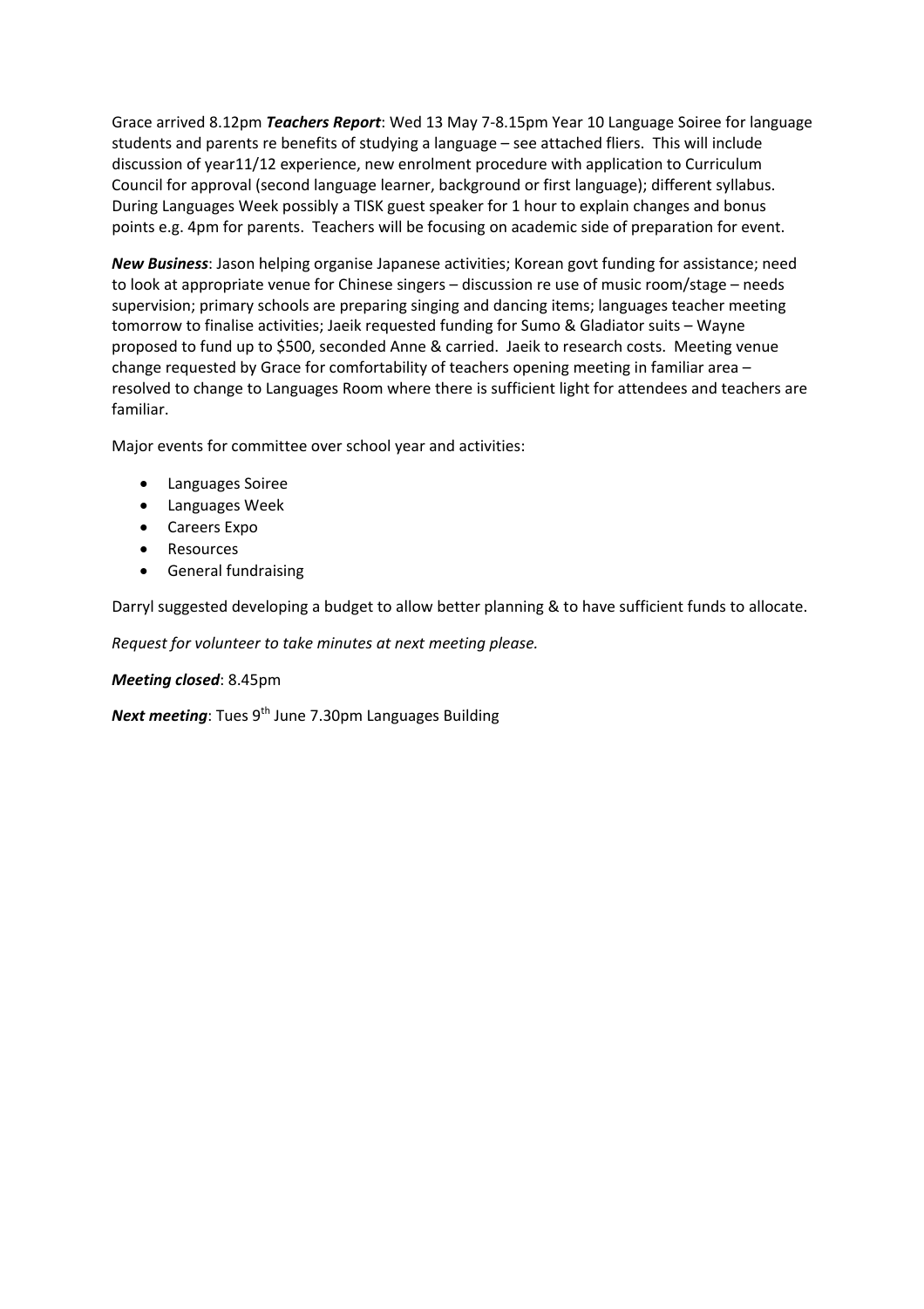Grace arrived 8.12pm ***Teachers Report***: Wed 13 May 7-8.15pm Year 10 Language Soiree for language students and parents re benefits of studying a language – see attached fliers. This will include discussion of year11/12 experience, new enrolment procedure with application to Curriculum Council for approval (second language learner, background or first language); different syllabus. During Languages Week possibly a TISK guest speaker for 1 hour to explain changes and bonus points e.g. 4pm for parents. Teachers will be focusing on academic side of preparation for event.

***New Business***: Jason helping organise Japanese activities; Korean govt funding for assistance; need to look at appropriate venue for Chinese singers – discussion re use of music room/stage – needs supervision; primary schools are preparing singing and dancing items; languages teacher meeting tomorrow to finalise activities; Jaeik requested funding for Sumo & Gladiator suits – Wayne proposed to fund up to $500, seconded Anne & carried. Jaeik to research costs. Meeting venue change requested by Grace for comfortability of teachers opening meeting in familiar area – resolved to change to Languages Room where there is sufficient light for attendees and teachers are familiar.

Major events for committee over school year and activities:

- Languages Soiree
- Languages Week
- Careers Expo
- Resources
- General fundraising

Darryl suggested developing a budget to allow better planning & to have sufficient funds to allocate.

*Request for volunteer to take minutes at next meeting please.*

***Meeting closed***: 8.45pm

***Next meeting***: Tues 9th June 7.30pm Languages Building